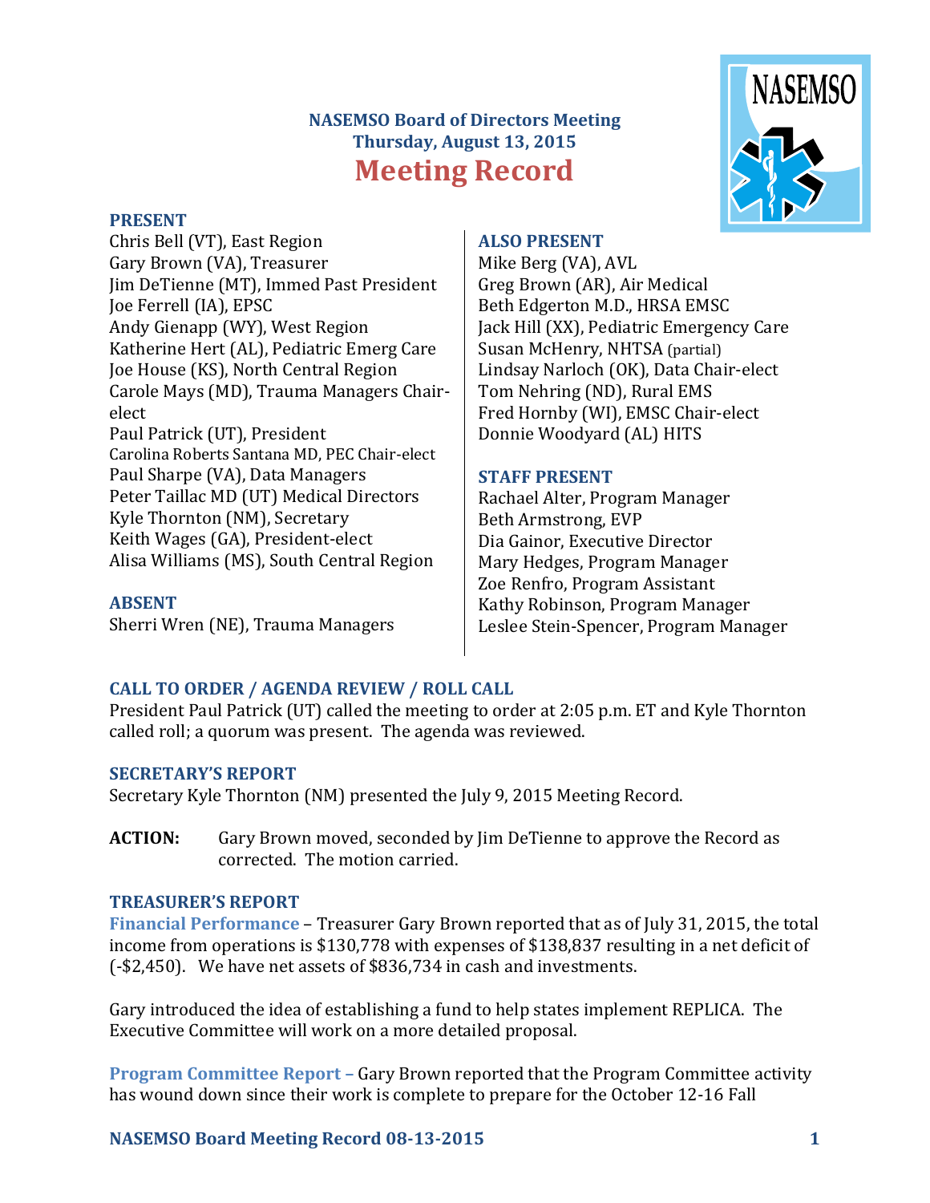# NASEMSO Board of Directors Meeting
## Thursday, August 13, 2015
# Meeting Record

### PRESENT

Chris Bell (VT), East Region
Gary Brown (VA), Treasurer
Jim DeTienne (MT), Immed Past President
Joe Ferrell (IA), EPSC
Andy Gienapp (WY), West Region
Katherine Hert (AL), Pediatric Emerg Care
Joe House (KS), North Central Region
Carole Mays (MD), Trauma Managers Chair-elect
Paul Patrick (UT), President
Carolina Roberts Santana MD, PEC Chair-elect
Paul Sharpe (VA), Data Managers
Peter Taillac MD (UT) Medical Directors
Kyle Thornton (NM), Secretary
Keith Wages (GA), President-elect
Alisa Williams (MS), South Central Region

### ABSENT

Sherri Wren (NE), Trauma Managers

### ALSO PRESENT

Mike Berg (VA), AVL
Greg Brown (AR), Air Medical
Beth Edgerton M.D., HRSA EMSC
Jack Hill (XX), Pediatric Emergency Care
Susan McHenry, NHTSA (partial)
Lindsay Narloch (OK), Data Chair-elect
Tom Nehring (ND), Rural EMS
Fred Hornby (WI), EMSC Chair-elect
Donnie Woodyard (AL) HITS

### STAFF PRESENT

Rachael Alter, Program Manager
Beth Armstrong, EVP
Dia Gainor, Executive Director
Mary Hedges, Program Manager
Zoe Renfro, Program Assistant
Kathy Robinson, Program Manager
Leslee Stein-Spencer, Program Manager

### CALL TO ORDER / AGENDA REVIEW / ROLL CALL

President Paul Patrick (UT) called the meeting to order at 2:05 p.m. ET and Kyle Thornton called roll; a quorum was present. The agenda was reviewed.

### SECRETARY'S REPORT

Secretary Kyle Thornton (NM) presented the July 9, 2015 Meeting Record.

**ACTION:** Gary Brown moved, seconded by Jim DeTienne to approve the Record as corrected. The motion carried.

### TREASURER'S REPORT

**Financial Performance** – Treasurer Gary Brown reported that as of July 31, 2015, the total income from operations is $130,778 with expenses of $138,837 resulting in a net deficit of (-$2,450). We have net assets of $836,734 in cash and investments.

Gary introduced the idea of establishing a fund to help states implement REPLICA. The Executive Committee will work on a more detailed proposal.

**Program Committee Report –** Gary Brown reported that the Program Committee activity has wound down since their work is complete to prepare for the October 12-16 Fall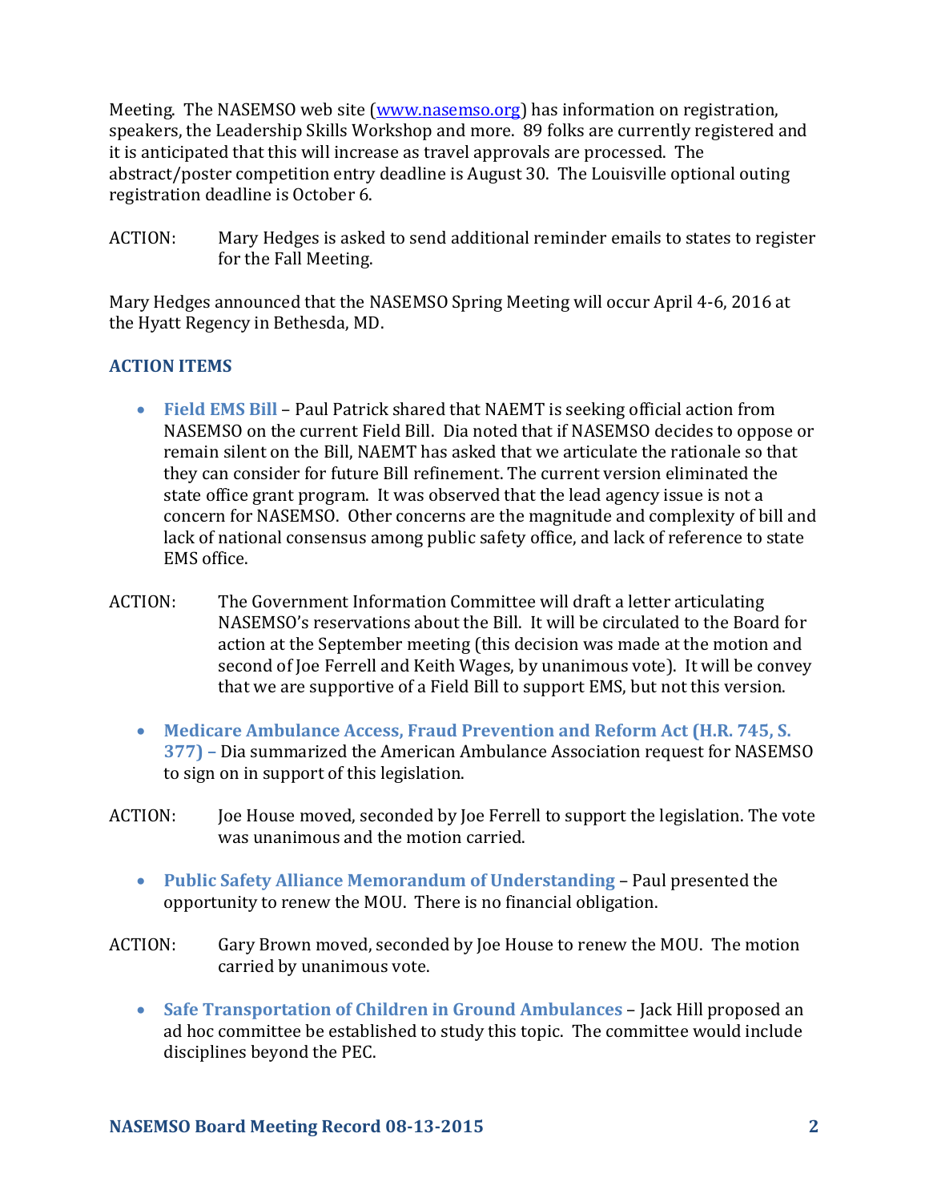Meeting. The NASEMSO web site (www.nasemso.org) has information on registration, speakers, the Leadership Skills Workshop and more. 89 folks are currently registered and it is anticipated that this will increase as travel approvals are processed. The abstract/poster competition entry deadline is August 30. The Louisville optional outing registration deadline is October 6.

ACTION: Mary Hedges is asked to send additional reminder emails to states to register for the Fall Meeting.

Mary Hedges announced that the NASEMSO Spring Meeting will occur April 4-6, 2016 at the Hyatt Regency in Bethesda, MD.

## ACTION ITEMS

- **Field EMS Bill** – Paul Patrick shared that NAEMT is seeking official action from NASEMSO on the current Field Bill. Dia noted that if NASEMSO decides to oppose or remain silent on the Bill, NAEMT has asked that we articulate the rationale so that they can consider for future Bill refinement. The current version eliminated the state office grant program. It was observed that the lead agency issue is not a concern for NASEMSO. Other concerns are the magnitude and complexity of bill and lack of national consensus among public safety office, and lack of reference to state EMS office.

ACTION: The Government Information Committee will draft a letter articulating NASEMSO's reservations about the Bill. It will be circulated to the Board for action at the September meeting (this decision was made at the motion and second of Joe Ferrell and Keith Wages, by unanimous vote). It will be convey that we are supportive of a Field Bill to support EMS, but not this version.

- **Medicare Ambulance Access, Fraud Prevention and Reform Act (H.R. 745, S. 377) –** Dia summarized the American Ambulance Association request for NASEMSO to sign on in support of this legislation.

ACTION: Joe House moved, seconded by Joe Ferrell to support the legislation. The vote was unanimous and the motion carried.

- **Public Safety Alliance Memorandum of Understanding** – Paul presented the opportunity to renew the MOU. There is no financial obligation.

ACTION: Gary Brown moved, seconded by Joe House to renew the MOU. The motion carried by unanimous vote.

- **Safe Transportation of Children in Ground Ambulances** – Jack Hill proposed an ad hoc committee be established to study this topic. The committee would include disciplines beyond the PEC.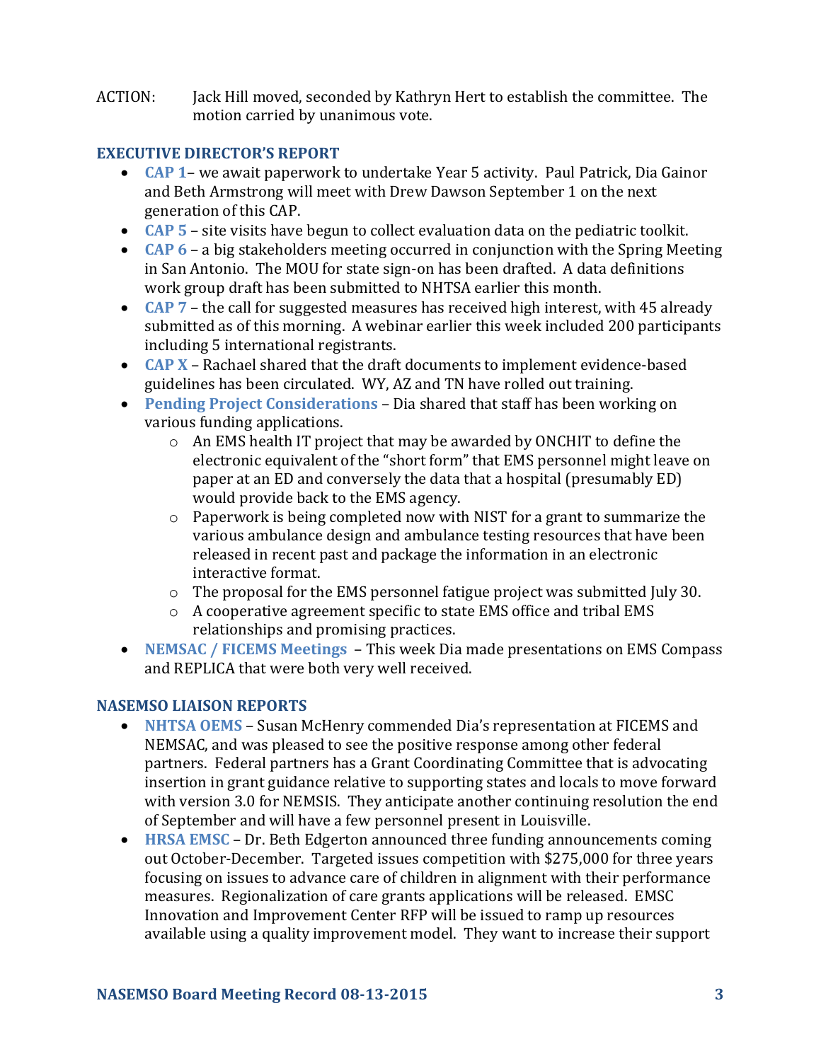ACTION: Jack Hill moved, seconded by Kathryn Hert to establish the committee. The motion carried by unanimous vote.

## EXECUTIVE DIRECTOR'S REPORT

- **CAP 1**– we await paperwork to undertake Year 5 activity. Paul Patrick, Dia Gainor and Beth Armstrong will meet with Drew Dawson September 1 on the next generation of this CAP.
- **CAP 5** – site visits have begun to collect evaluation data on the pediatric toolkit.
- **CAP 6** – a big stakeholders meeting occurred in conjunction with the Spring Meeting in San Antonio. The MOU for state sign-on has been drafted. A data definitions work group draft has been submitted to NHTSA earlier this month.
- **CAP 7** – the call for suggested measures has received high interest, with 45 already submitted as of this morning. A webinar earlier this week included 200 participants including 5 international registrants.
- **CAP X** – Rachael shared that the draft documents to implement evidence-based guidelines has been circulated. WY, AZ and TN have rolled out training.
- **Pending Project Considerations** – Dia shared that staff has been working on various funding applications.
  - An EMS health IT project that may be awarded by ONCHIT to define the electronic equivalent of the "short form" that EMS personnel might leave on paper at an ED and conversely the data that a hospital (presumably ED) would provide back to the EMS agency.
  - Paperwork is being completed now with NIST for a grant to summarize the various ambulance design and ambulance testing resources that have been released in recent past and package the information in an electronic interactive format.
  - The proposal for the EMS personnel fatigue project was submitted July 30.
  - A cooperative agreement specific to state EMS office and tribal EMS relationships and promising practices.
- **NEMSAC / FICEMS Meetings** – This week Dia made presentations on EMS Compass and REPLICA that were both very well received.

## NASEMSO LIAISON REPORTS

- **NHTSA OEMS** – Susan McHenry commended Dia's representation at FICEMS and NEMSAC, and was pleased to see the positive response among other federal partners. Federal partners has a Grant Coordinating Committee that is advocating insertion in grant guidance relative to supporting states and locals to move forward with version 3.0 for NEMSIS. They anticipate another continuing resolution the end of September and will have a few personnel present in Louisville.
- **HRSA EMSC** – Dr. Beth Edgerton announced three funding announcements coming out October-December. Targeted issues competition with $275,000 for three years focusing on issues to advance care of children in alignment with their performance measures. Regionalization of care grants applications will be released. EMSC Innovation and Improvement Center RFP will be issued to ramp up resources available using a quality improvement model. They want to increase their support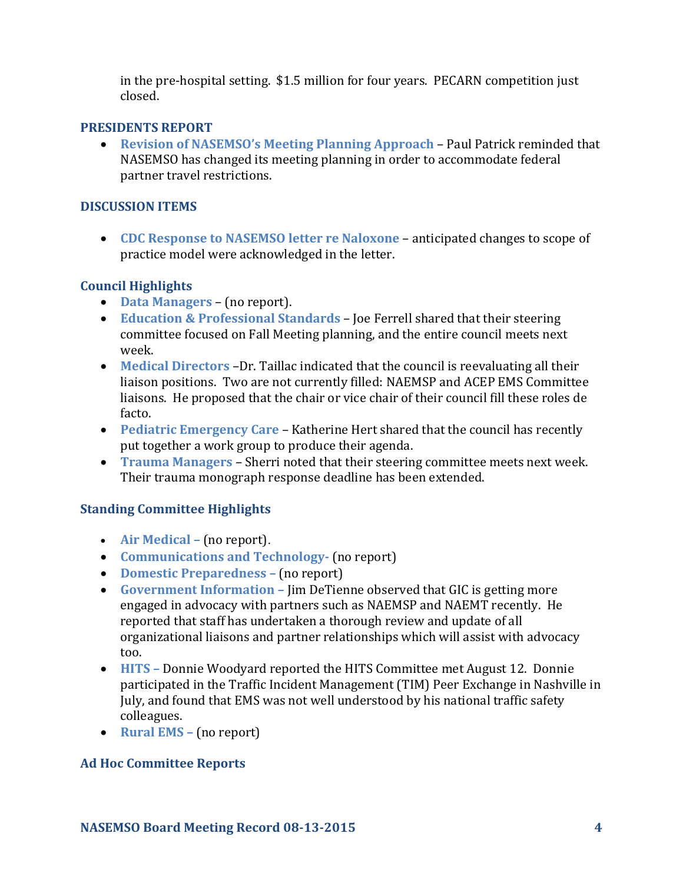in the pre-hospital setting. $1.5 million for four years. PECARN competition just closed.

### PRESIDENTS REPORT

- **Revision of NASEMSO's Meeting Planning Approach** – Paul Patrick reminded that NASEMSO has changed its meeting planning in order to accommodate federal partner travel restrictions.

### DISCUSSION ITEMS

- **CDC Response to NASEMSO letter re Naloxone** – anticipated changes to scope of practice model were acknowledged in the letter.

### Council Highlights

- **Data Managers** – (no report).
- **Education & Professional Standards** – Joe Ferrell shared that their steering committee focused on Fall Meeting planning, and the entire council meets next week.
- **Medical Directors** –Dr. Taillac indicated that the council is reevaluating all their liaison positions. Two are not currently filled: NAEMSP and ACEP EMS Committee liaisons. He proposed that the chair or vice chair of their council fill these roles de facto.
- **Pediatric Emergency Care** – Katherine Hert shared that the council has recently put together a work group to produce their agenda.
- **Trauma Managers** – Sherri noted that their steering committee meets next week. Their trauma monograph response deadline has been extended.

### Standing Committee Highlights

- **Air Medical –** (no report).
- **Communications and Technology-** (no report)
- **Domestic Preparedness –** (no report)
- **Government Information –** Jim DeTienne observed that GIC is getting more engaged in advocacy with partners such as NAEMSP and NAEMT recently. He reported that staff has undertaken a thorough review and update of all organizational liaisons and partner relationships which will assist with advocacy too.
- **HITS –** Donnie Woodyard reported the HITS Committee met August 12. Donnie participated in the Traffic Incident Management (TIM) Peer Exchange in Nashville in July, and found that EMS was not well understood by his national traffic safety colleagues.
- **Rural EMS –** (no report)

### Ad Hoc Committee Reports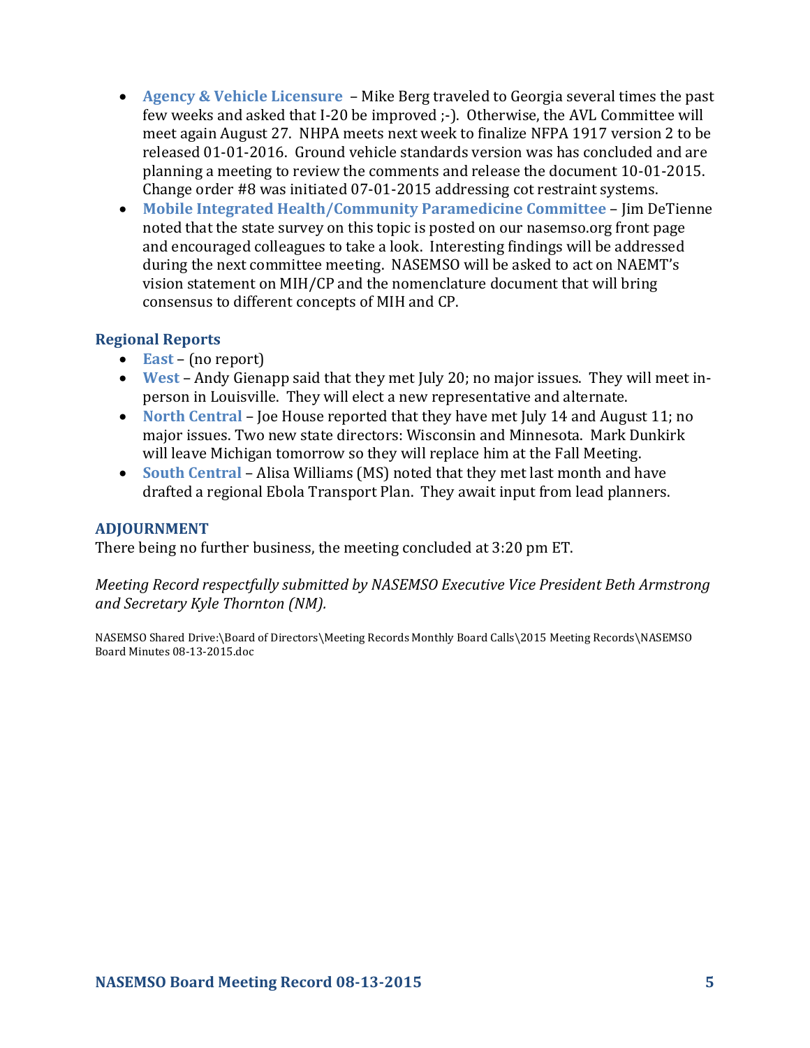- **Agency & Vehicle Licensure** – Mike Berg traveled to Georgia several times the past few weeks and asked that I-20 be improved ;-). Otherwise, the AVL Committee will meet again August 27. NHPA meets next week to finalize NFPA 1917 version 2 to be released 01-01-2016. Ground vehicle standards version was has concluded and are planning a meeting to review the comments and release the document 10-01-2015. Change order #8 was initiated 07-01-2015 addressing cot restraint systems.
- **Mobile Integrated Health/Community Paramedicine Committee** – Jim DeTienne noted that the state survey on this topic is posted on our nasemso.org front page and encouraged colleagues to take a look. Interesting findings will be addressed during the next committee meeting. NASEMSO will be asked to act on NAEMT's vision statement on MIH/CP and the nomenclature document that will bring consensus to different concepts of MIH and CP.

## Regional Reports

- **East** – (no report)
- **West** – Andy Gienapp said that they met July 20; no major issues. They will meet in-person in Louisville. They will elect a new representative and alternate.
- **North Central** – Joe House reported that they have met July 14 and August 11; no major issues. Two new state directors: Wisconsin and Minnesota. Mark Dunkirk will leave Michigan tomorrow so they will replace him at the Fall Meeting.
- **South Central** – Alisa Williams (MS) noted that they met last month and have drafted a regional Ebola Transport Plan. They await input from lead planners.

## ADJOURNMENT

There being no further business, the meeting concluded at 3:20 pm ET.

*Meeting Record respectfully submitted by NASEMSO Executive Vice President Beth Armstrong and Secretary Kyle Thornton (NM).*

NASEMSO Shared Drive:\Board of Directors\Meeting Records Monthly Board Calls\2015 Meeting Records\NASEMSO Board Minutes 08-13-2015.doc